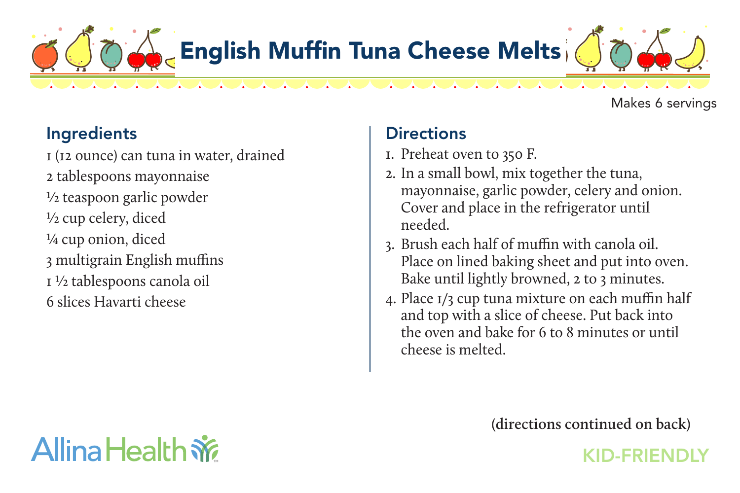# English Muffin Tuna Cheese Melts

Makes 6 servings

## Ingredients

1 (12 ounce) can tuna in water, drained
2 tablespoons mayonnaise
½ teaspoon garlic powder
½ cup celery, diced
¼ cup onion, diced
3 multigrain English muffins
1 ½ tablespoons canola oil
6 slices Havarti cheese

## Directions

1. Preheat oven to 350 F.
2. In a small bowl, mix together the tuna, mayonnaise, garlic powder, celery and onion. Cover and place in the refrigerator until needed.
3. Brush each half of muffin with canola oil. Place on lined baking sheet and put into oven. Bake until lightly browned, 2 to 3 minutes.
4. Place 1/3 cup tuna mixture on each muffin half and top with a slice of cheese. Put back into the oven and bake for 6 to 8 minutes or until cheese is melted.

**(directions continued on back)**

Allina Health

KID-FRIENDLY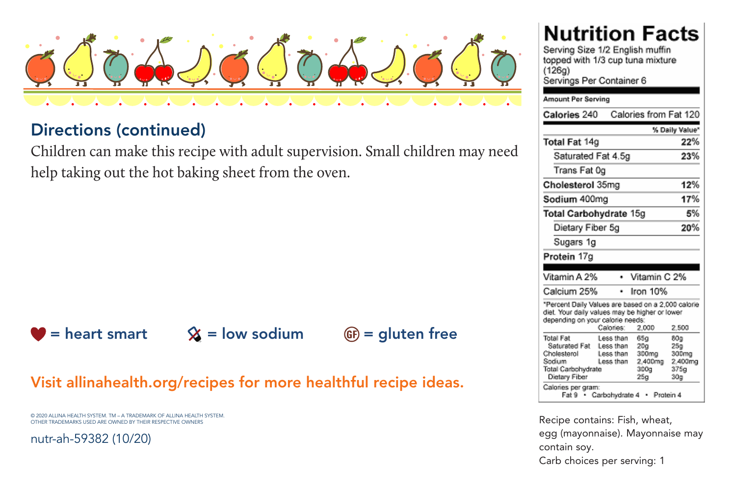## Directions (continued)

Children can make this recipe with adult supervision. Small children may need help taking out the hot baking sheet from the oven.

♥ = heart smart    = low sodium    GF = gluten free

**Visit allinahealth.org/recipes for more healthful recipe ideas.**

© 2020 ALLINA HEALTH SYSTEM. TM – A TRADEMARK OF ALLINA HEALTH SYSTEM.
OTHER TRADEMARKS USED ARE OWNED BY THEIR RESPECTIVE OWNERS

nutr-ah-59382 (10/20)

# Nutrition Facts

Serving Size 1/2 English muffin topped with 1/3 cup tuna mixture (126g)
Servings Per Container 6

**Amount Per Serving**

| | |
|---|---|
| **Calories** 240 | Calories from Fat 120 |
| | **% Daily Value*** |
| **Total Fat** 14g | **22%** |
| Saturated Fat 4.5g | **23%** |
| Trans Fat 0g | |
| **Cholesterol** 35mg | **12%** |
| **Sodium** 400mg | **17%** |
| **Total Carbohydrate** 15g | **5%** |
| Dietary Fiber 5g | **20%** |
| Sugars 1g | |
| **Protein** 17g | |

Vitamin A 2% • Vitamin C 2%
Calcium 25% • Iron 10%

*Percent Daily Values are based on a 2,000 calorie diet. Your daily values may be higher or lower depending on your calorie needs:

| | Calories: | 2,000 | 2,500 |
|---|---|---|---|
| Total Fat | Less than | 65g | 80g |
| Saturated Fat | Less than | 20g | 25g |
| Cholesterol | Less than | 300mg | 300mg |
| Sodium | Less than | 2,400mg | 2,400mg |
| Total Carbohydrate | | 300g | 375g |
| Dietary Fiber | | 25g | 30g |

Calories per gram:
Fat 9 • Carbohydrate 4 • Protein 4

Recipe contains: Fish, wheat, egg (mayonnaise). Mayonnaise may contain soy.
Carb choices per serving: 1